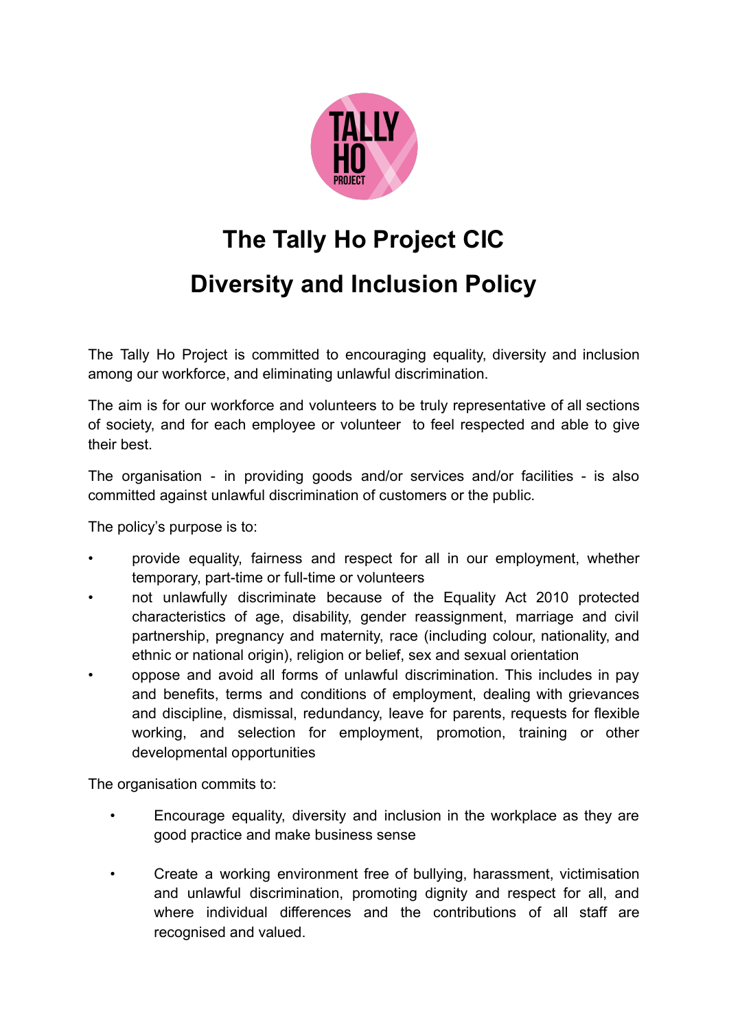# The Tally Ho Project CIC

# Diversity and Inclusion Policy

The Tally Ho Project is committed to encouraging equality, diversity and inclusion among our workforce, and eliminating unlawful discrimination.

The aim is for our workforce and volunteers to be truly representative of all sections of society, and for each employee or volunteer to feel respected and able to give their best.

The organisation - in providing goods and/or services and/or facilities - is also committed against unlawful discrimination of customers or the public.

The policy's purpose is to:

- provide equality, fairness and respect for all in our employment, whether temporary, part-time or full-time or volunteers
- not unlawfully discriminate because of the Equality Act 2010 protected characteristics of age, disability, gender reassignment, marriage and civil partnership, pregnancy and maternity, race (including colour, nationality, and ethnic or national origin), religion or belief, sex and sexual orientation
- oppose and avoid all forms of unlawful discrimination. This includes in pay and benefits, terms and conditions of employment, dealing with grievances and discipline, dismissal, redundancy, leave for parents, requests for flexible working, and selection for employment, promotion, training or other developmental opportunities

The organisation commits to:

- Encourage equality, diversity and inclusion in the workplace as they are good practice and make business sense
- Create a working environment free of bullying, harassment, victimisation and unlawful discrimination, promoting dignity and respect for all, and where individual differences and the contributions of all staff are recognised and valued.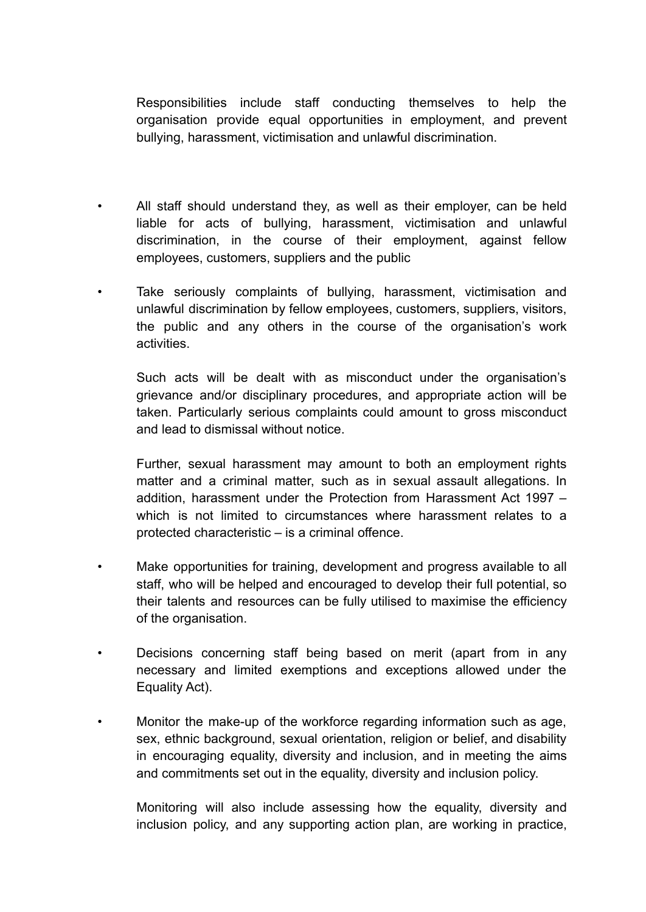Responsibilities include staff conducting themselves to help the organisation provide equal opportunities in employment, and prevent bullying, harassment, victimisation and unlawful discrimination.

- All staff should understand they, as well as their employer, can be held liable for acts of bullying, harassment, victimisation and unlawful discrimination, in the course of their employment, against fellow employees, customers, suppliers and the public

- Take seriously complaints of bullying, harassment, victimisation and unlawful discrimination by fellow employees, customers, suppliers, visitors, the public and any others in the course of the organisation's work activities.

  Such acts will be dealt with as misconduct under the organisation's grievance and/or disciplinary procedures, and appropriate action will be taken. Particularly serious complaints could amount to gross misconduct and lead to dismissal without notice.

  Further, sexual harassment may amount to both an employment rights matter and a criminal matter, such as in sexual assault allegations. In addition, harassment under the Protection from Harassment Act 1997 – which is not limited to circumstances where harassment relates to a protected characteristic – is a criminal offence.

- Make opportunities for training, development and progress available to all staff, who will be helped and encouraged to develop their full potential, so their talents and resources can be fully utilised to maximise the efficiency of the organisation.

- Decisions concerning staff being based on merit (apart from in any necessary and limited exemptions and exceptions allowed under the Equality Act).

- Monitor the make-up of the workforce regarding information such as age, sex, ethnic background, sexual orientation, religion or belief, and disability in encouraging equality, diversity and inclusion, and in meeting the aims and commitments set out in the equality, diversity and inclusion policy.

  Monitoring will also include assessing how the equality, diversity and inclusion policy, and any supporting action plan, are working in practice,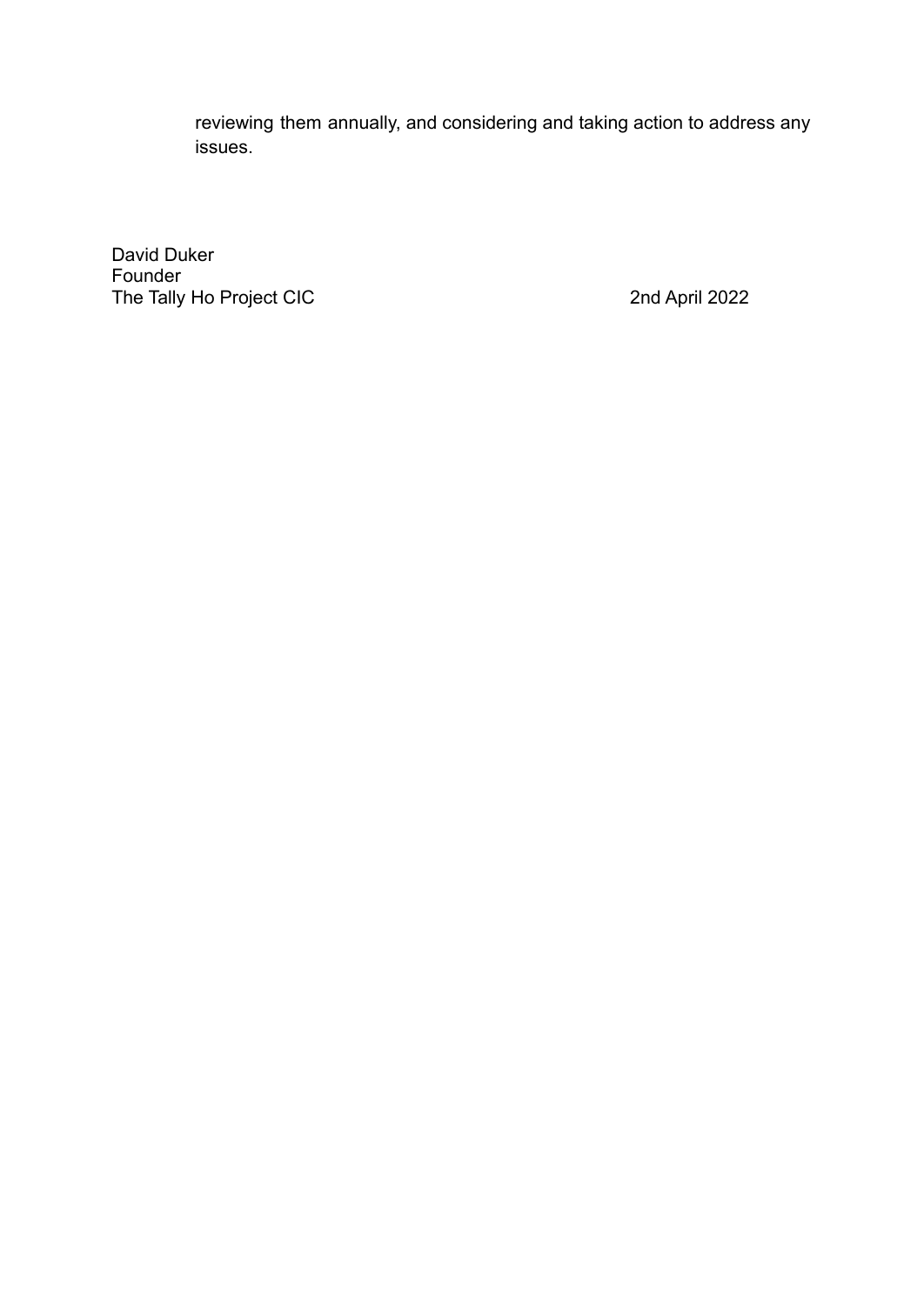reviewing them annually, and considering and taking action to address any issues.

David Duker
Founder
The Tally Ho Project CIC

2nd April 2022